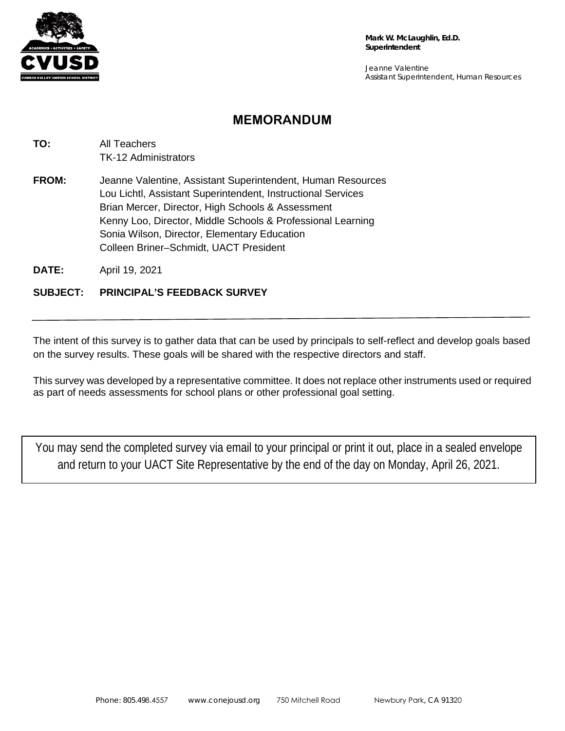**Mark W. McLaughlin, Ed.D.**
**Superintendent**

Jeanne Valentine
Assistant Superintendent, Human Resources

# MEMORANDUM

**TO:** All Teachers
TK-12 Administrators

**FROM:** Jeanne Valentine, Assistant Superintendent, Human Resources
Lou Lichtl, Assistant Superintendent, Instructional Services
Brian Mercer, Director, High Schools & Assessment
Kenny Loo, Director, Middle Schools & Professional Learning
Sonia Wilson, Director, Elementary Education
Colleen Briner–Schmidt, UACT President

**DATE:** April 19, 2021

**SUBJECT: PRINCIPAL'S FEEDBACK SURVEY**

---

The intent of this survey is to gather data that can be used by principals to self-reflect and develop goals based on the survey results. These goals will be shared with the respective directors and staff.

This survey was developed by a representative committee. It does not replace other instruments used or required as part of needs assessments for school plans or other professional goal setting.

You may send the completed survey via email to your principal or print it out, place in a sealed envelope and return to your UACT Site Representative by the end of the day on Monday, April 26, 2021.

Phone: 805.498.4557 www.conejousd.org 750 Mitchell Road Newbury Park, CA 91320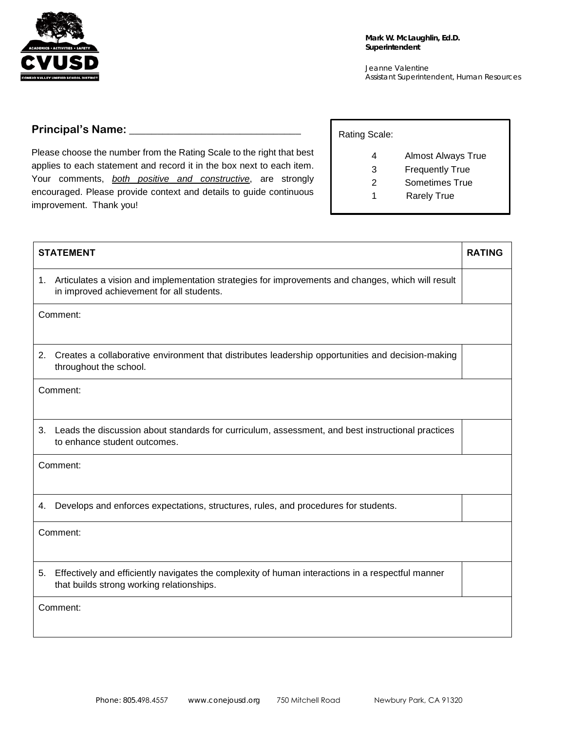Mark W. McLaughlin, Ed.D.
Superintendent

Jeanne Valentine
Assistant Superintendent, Human Resources

**Principal's Name:** ______________________________

Please choose the number from the Rating Scale to the right that best applies to each statement and record it in the box next to each item. Your comments, *both positive and constructive*, are strongly encouraged. Please provide context and details to guide continuous improvement. Thank you!

Rating Scale:

- 4 Almost Always True
- 3 Frequently True
- 2 Sometimes True
- 1 Rarely True

| **STATEMENT** | **RATING** |
|---|---|
| 1. Articulates a vision and implementation strategies for improvements and changes, which will result in improved achievement for all students. | |
| Comment: | |
| 2. Creates a collaborative environment that distributes leadership opportunities and decision-making throughout the school. | |
| Comment: | |
| 3. Leads the discussion about standards for curriculum, assessment, and best instructional practices to enhance student outcomes. | |
| Comment: | |
| 4. Develops and enforces expectations, structures, rules, and procedures for students. | |
| Comment: | |
| 5. Effectively and efficiently navigates the complexity of human interactions in a respectful manner that builds strong working relationships. | |
| Comment: | |

Phone: 805.498.4557 www.conejousd.org 750 Mitchell Road Newbury Park, CA 91320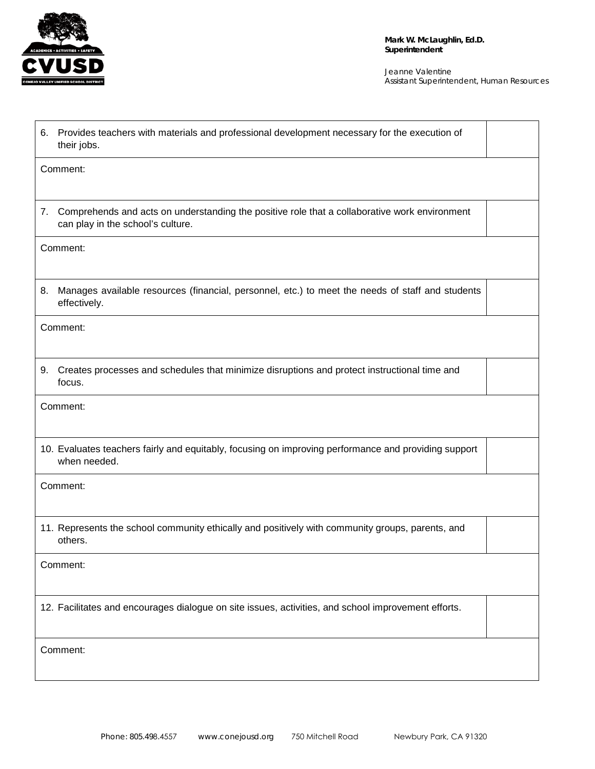| | |
|---|---|
| 6. Provides teachers with materials and professional development necessary for the execution of their jobs. | |
| Comment: | |
| 7. Comprehends and acts on understanding the positive role that a collaborative work environment can play in the school's culture. | |
| Comment: | |
| 8. Manages available resources (financial, personnel, etc.) to meet the needs of staff and students effectively. | |
| Comment: | |
| 9. Creates processes and schedules that minimize disruptions and protect instructional time and focus. | |
| Comment: | |
| 10. Evaluates teachers fairly and equitably, focusing on improving performance and providing support when needed. | |
| Comment: | |
| 11. Represents the school community ethically and positively with community groups, parents, and others. | |
| Comment: | |
| 12. Facilitates and encourages dialogue on site issues, activities, and school improvement efforts. | |
| Comment: | |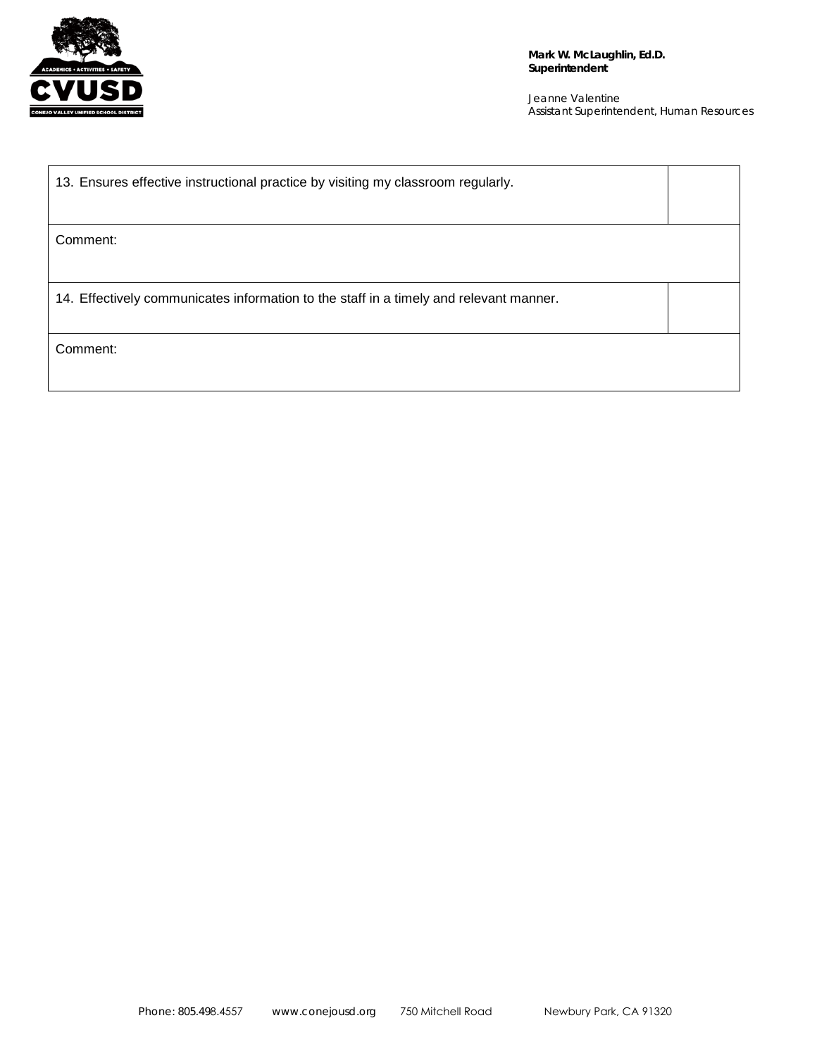| | |
|---|---|
| 13. Ensures effective instructional practice by visiting my classroom regularly. | |
| Comment: | |
| 14. Effectively communicates information to the staff in a timely and relevant manner. | |
| Comment: | |